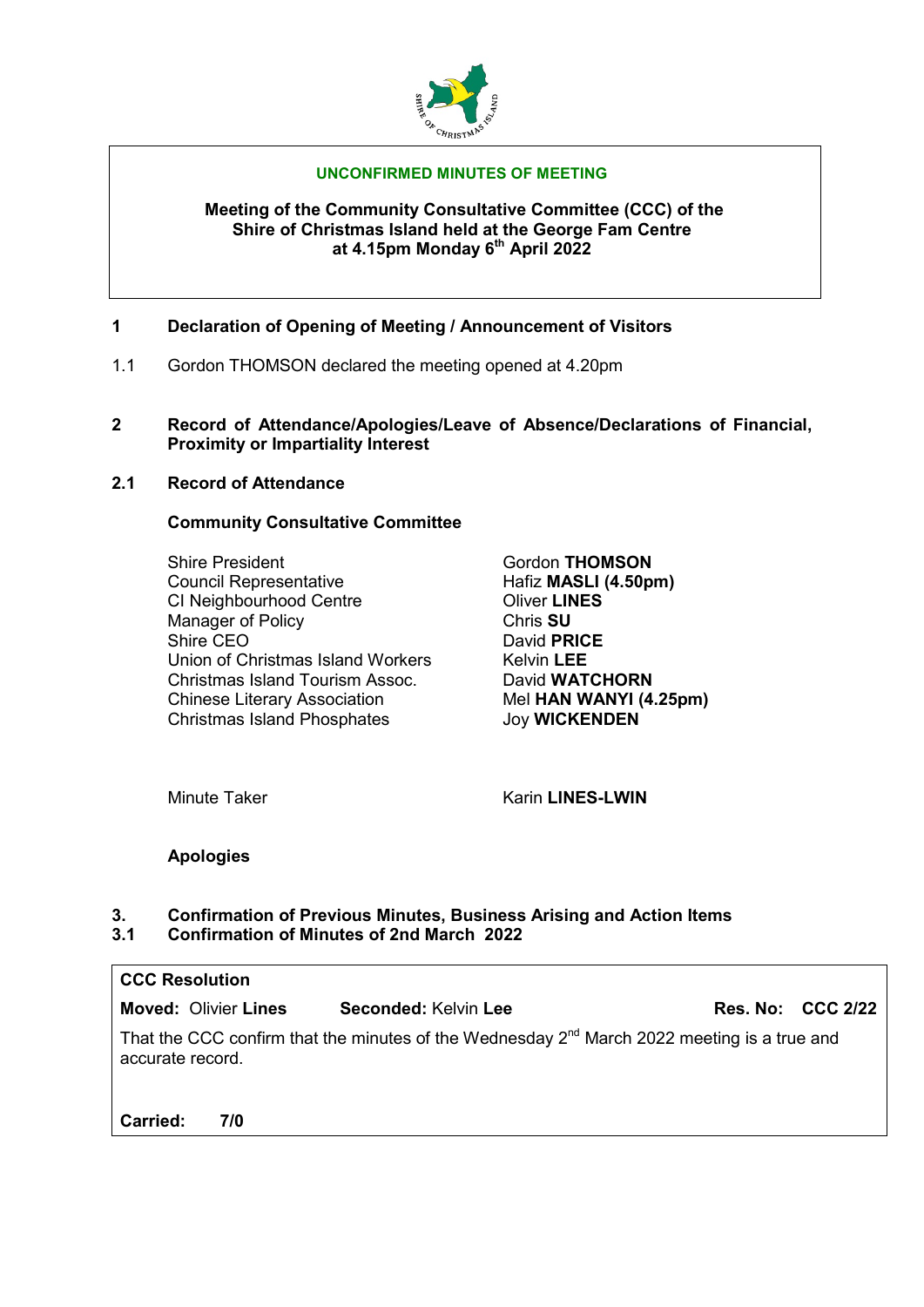**UNCONFIRMED MINUTES OF MEETING**

**Meeting of the Community Consultative Committee (CCC) of the Shire of Christmas Island held at the George Fam Centre at 4.15pm Monday 6th April 2022**

## 1 Declaration of Opening of Meeting / Announcement of Visitors

1.1 Gordon THOMSON declared the meeting opened at 4.20pm

## 2 Record of Attendance/Apologies/Leave of Absence/Declarations of Financial, Proximity or Impartiality Interest

### 2.1 Record of Attendance

**Community Consultative Committee**

| | |
|---|---|
| Shire President | Gordon **THOMSON** |
| Council Representative | Hafiz **MASLI (4.50pm)** |
| CI Neighbourhood Centre | Oliver **LINES** |
| Manager of Policy | Chris **SU** |
| Shire CEO | David **PRICE** |
| Union of Christmas Island Workers | Kelvin **LEE** |
| Christmas Island Tourism Assoc. | David **WATCHORN** |
| Chinese Literary Association | Mel **HAN WANYI (4.25pm)** |
| Christmas Island Phosphates | Joy **WICKENDEN** |

| | |
|---|---|
| Minute Taker | Karin **LINES-LWIN** |

**Apologies**

## 3. Confirmation of Previous Minutes, Business Arising and Action Items

### 3.1 Confirmation of Minutes of 2nd March 2022

| **CCC Resolution** | | |
|---|---|---|
| **Moved:** Olivier **Lines** | **Seconded:** Kelvin **Lee** | **Res. No: CCC 2/22** |
| That the CCC confirm that the minutes of the Wednesday 2nd March 2022 meeting is a true and accurate record. | | |
| **Carried: 7/0** | | |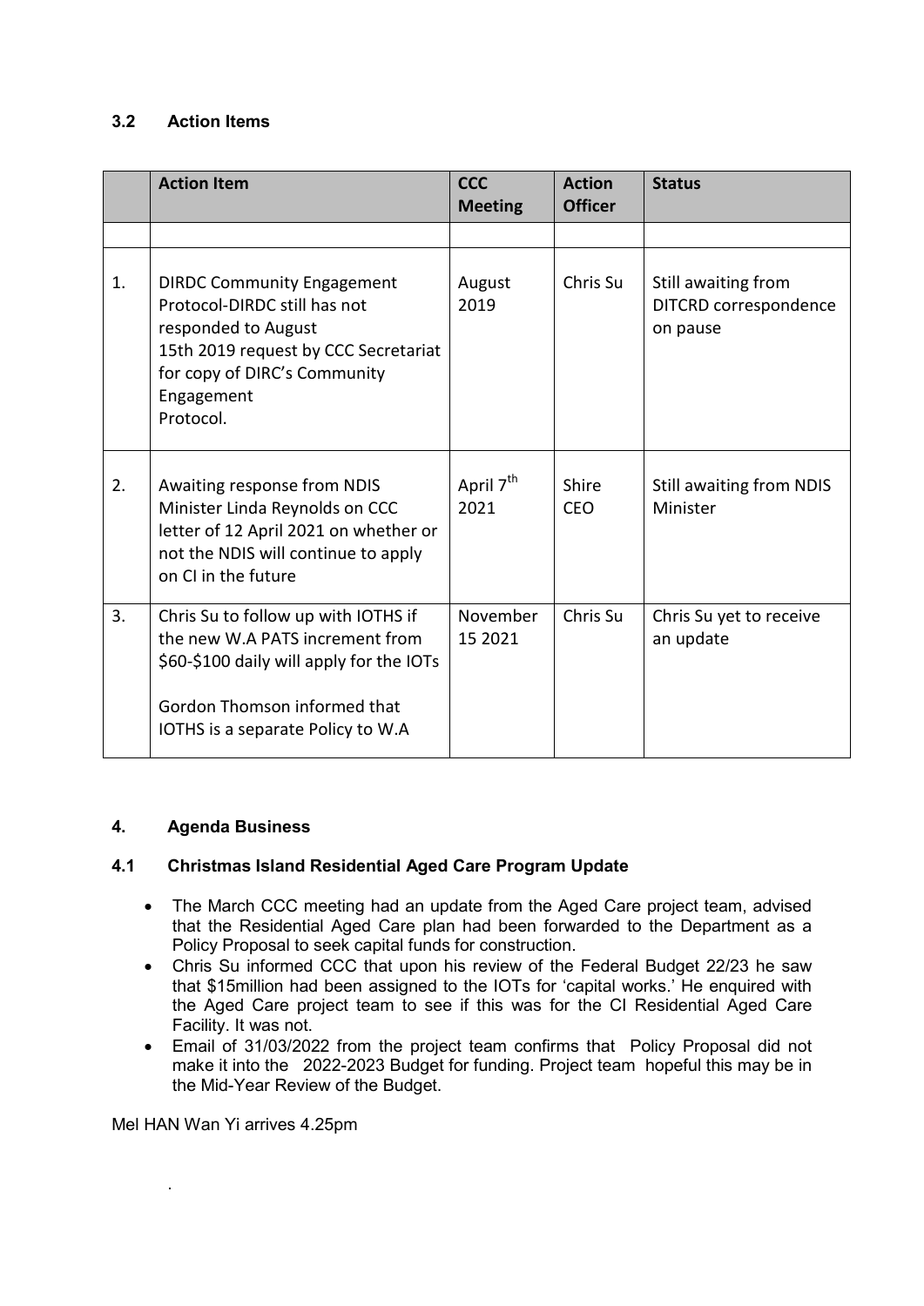### 3.2 Action Items

| | Action Item | CCC Meeting | Action Officer | Status |
|---|---|---|---|---|
| | | | | |
| 1. | DIRDC Community Engagement Protocol-DIRDC still has not responded to August 15th 2019 request by CCC Secretariat for copy of DIRC's Community Engagement Protocol. | August 2019 | Chris Su | Still awaiting from DITCRD correspondence on pause |
| 2. | Awaiting response from NDIS Minister Linda Reynolds on CCC letter of 12 April 2021 on whether or not the NDIS will continue to apply on CI in the future | April 7th 2021 | Shire CEO | Still awaiting from NDIS Minister |
| 3. | Chris Su to follow up with IOTHS if the new W.A PATS increment from \$60-\$100 daily will apply for the IOTs<br><br>Gordon Thomson informed that IOTHS is a separate Policy to W.A | November 15 2021 | Chris Su | Chris Su yet to receive an update |

### 4. Agenda Business

### 4.1 Christmas Island Residential Aged Care Program Update

- The March CCC meeting had an update from the Aged Care project team, advised that the Residential Aged Care plan had been forwarded to the Department as a Policy Proposal to seek capital funds for construction.
- Chris Su informed CCC that upon his review of the Federal Budget 22/23 he saw that \$15million had been assigned to the IOTs for 'capital works.' He enquired with the Aged Care project team to see if this was for the CI Residential Aged Care Facility. It was not.
- Email of 31/03/2022 from the project team confirms that Policy Proposal did not make it into the 2022-2023 Budget for funding. Project team hopeful this may be in the Mid-Year Review of the Budget.

Mel HAN Wan Yi arrives 4.25pm

.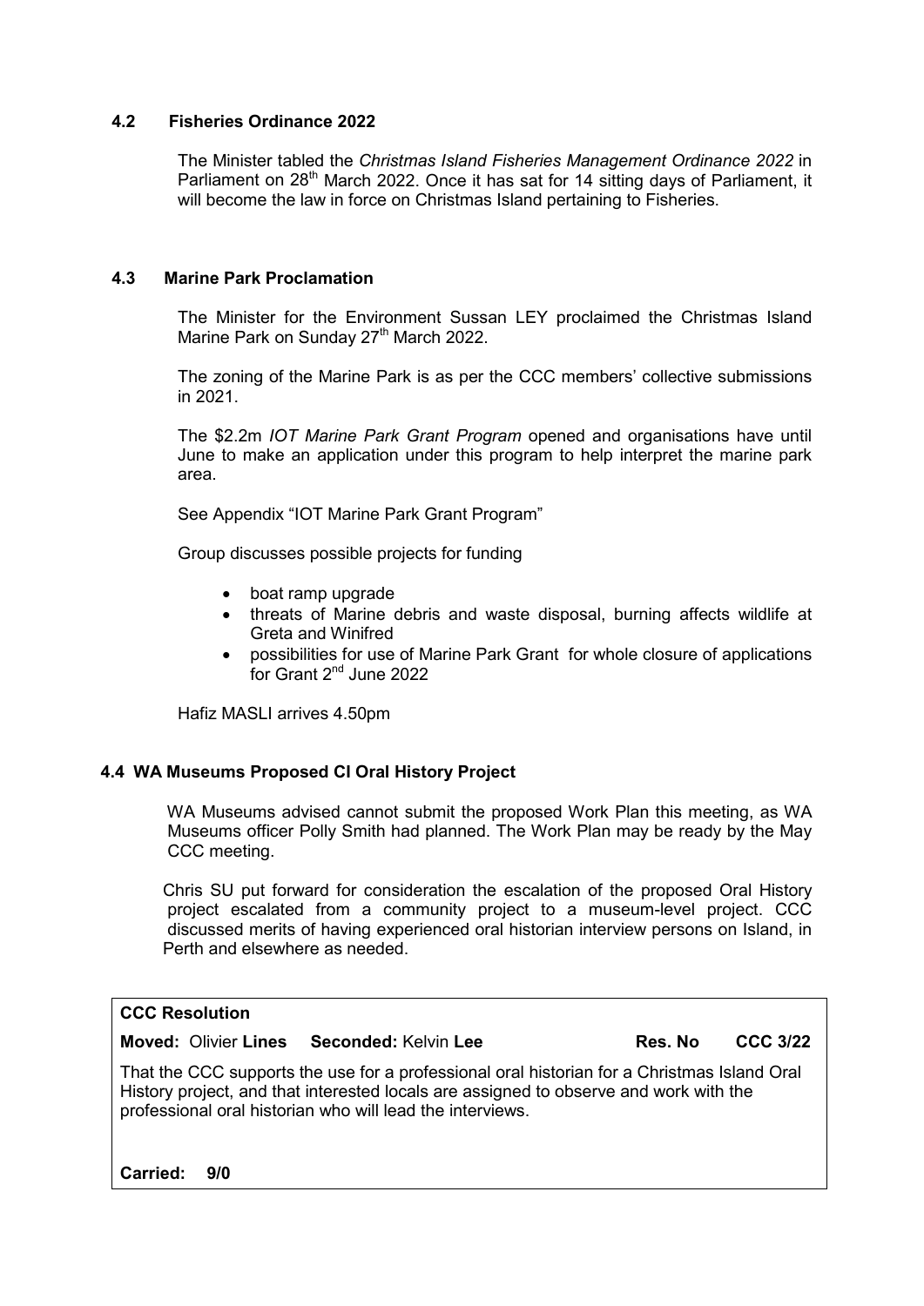### 4.2 Fisheries Ordinance 2022

The Minister tabled the *Christmas Island Fisheries Management Ordinance 2022* in Parliament on 28th March 2022. Once it has sat for 14 sitting days of Parliament, it will become the law in force on Christmas Island pertaining to Fisheries.

### 4.3 Marine Park Proclamation

The Minister for the Environment Sussan LEY proclaimed the Christmas Island Marine Park on Sunday 27th March 2022.

The zoning of the Marine Park is as per the CCC members' collective submissions in 2021.

The $2.2m *IOT Marine Park Grant Program* opened and organisations have until June to make an application under this program to help interpret the marine park area.

See Appendix "IOT Marine Park Grant Program"

Group discusses possible projects for funding

- boat ramp upgrade
- threats of Marine debris and waste disposal, burning affects wildlife at Greta and Winifred
- possibilities for use of Marine Park Grant for whole closure of applications for Grant 2nd June 2022

Hafiz MASLI arrives 4.50pm

### 4.4 WA Museums Proposed CI Oral History Project

WA Museums advised cannot submit the proposed Work Plan this meeting, as WA Museums officer Polly Smith had planned. The Work Plan may be ready by the May CCC meeting.

Chris SU put forward for consideration the escalation of the proposed Oral History project escalated from a community project to a museum-level project. CCC discussed merits of having experienced oral historian interview persons on Island, in Perth and elsewhere as needed.

**CCC Resolution**

**Moved:** Olivier **Lines** **Seconded:** Kelvin **Lee** **Res. No CCC 3/22**

That the CCC supports the use for a professional oral historian for a Christmas Island Oral History project, and that interested locals are assigned to observe and work with the professional oral historian who will lead the interviews.

**Carried: 9/0**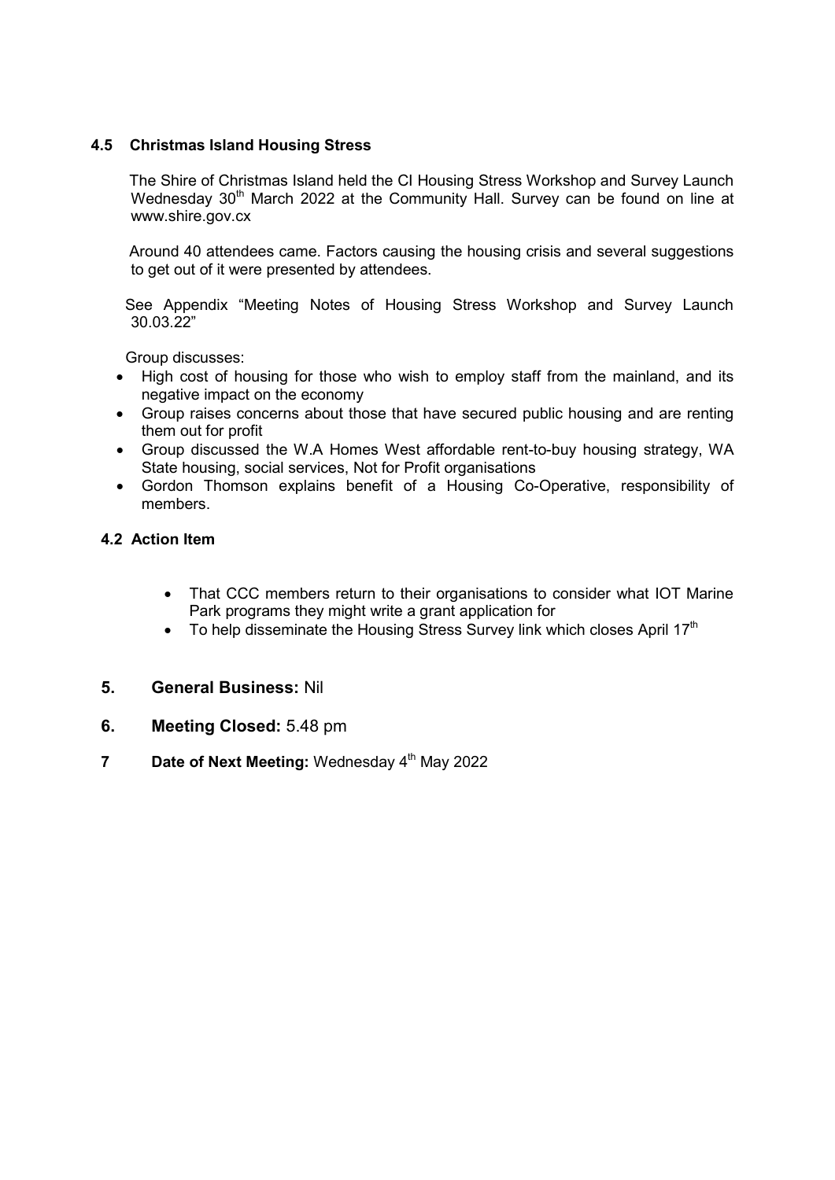### 4.5 Christmas Island Housing Stress

The Shire of Christmas Island held the CI Housing Stress Workshop and Survey Launch Wednesday 30th March 2022 at the Community Hall. Survey can be found on line at www.shire.gov.cx

Around 40 attendees came. Factors causing the housing crisis and several suggestions to get out of it were presented by attendees.

See Appendix "Meeting Notes of Housing Stress Workshop and Survey Launch 30.03.22"

Group discusses:

- High cost of housing for those who wish to employ staff from the mainland, and its negative impact on the economy
- Group raises concerns about those that have secured public housing and are renting them out for profit
- Group discussed the W.A Homes West affordable rent-to-buy housing strategy, WA State housing, social services, Not for Profit organisations
- Gordon Thomson explains benefit of a Housing Co-Operative, responsibility of members.

### 4.2 Action Item

- That CCC members return to their organisations to consider what IOT Marine Park programs they might write a grant application for
- To help disseminate the Housing Stress Survey link which closes April 17th

## 5. General Business: Nil

## 6. Meeting Closed: 5.48 pm

## 7 Date of Next Meeting: Wednesday 4th May 2022